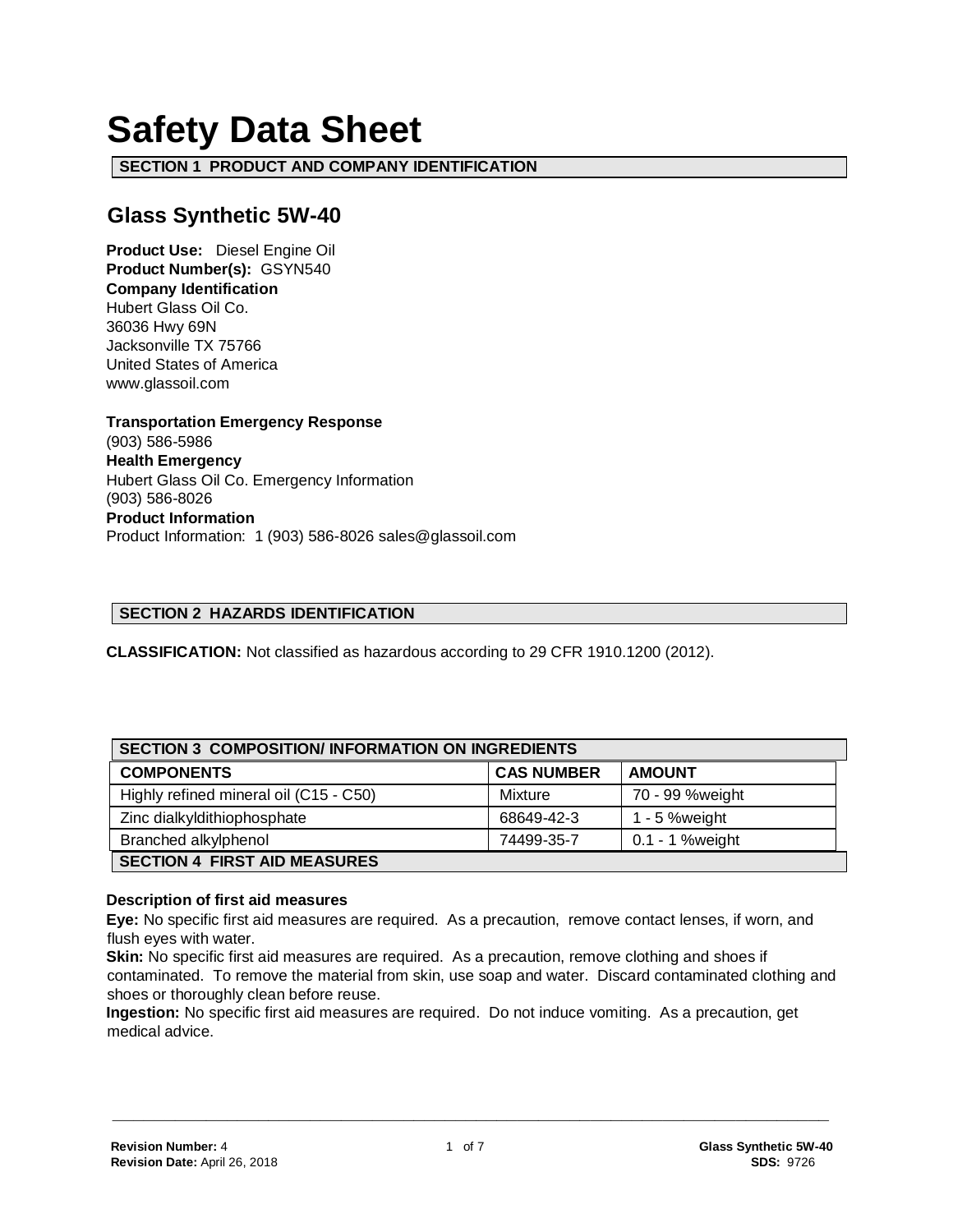# Safety Data Sheet

## SECTION 1 PRODUCT AND COMPANY IDENTIFICATION

### Glass Synthetic 5W-40

**Product Use:** Diesel Engine Oil
**Product Number(s):** GSYN540
**Company Identification**
Hubert Glass Oil Co.
36036 Hwy 69N
Jacksonville TX 75766
United States of America
www.glassoil.com

**Transportation Emergency Response**
(903) 586-5986
**Health Emergency**
Hubert Glass Oil Co. Emergency Information
(903) 586-8026
**Product Information**
Product Information: 1 (903) 586-8026 sales@glassoil.com

## SECTION 2 HAZARDS IDENTIFICATION

**CLASSIFICATION:** Not classified as hazardous according to 29 CFR 1910.1200 (2012).

## SECTION 3 COMPOSITION/ INFORMATION ON INGREDIENTS

| COMPONENTS | CAS NUMBER | AMOUNT |
|---|---|---|
| Highly refined mineral oil (C15 - C50) | Mixture | 70 - 99 %weight |
| Zinc dialkyldithiophosphate | 68649-42-3 | 1 - 5 %weight |
| Branched alkylphenol | 74499-35-7 | 0.1 - 1 %weight |

## SECTION 4 FIRST AID MEASURES

**Description of first aid measures**

**Eye:** No specific first aid measures are required. As a precaution, remove contact lenses, if worn, and flush eyes with water.

**Skin:** No specific first aid measures are required. As a precaution, remove clothing and shoes if contaminated. To remove the material from skin, use soap and water. Discard contaminated clothing and shoes or thoroughly clean before reuse.

**Ingestion:** No specific first aid measures are required. Do not induce vomiting. As a precaution, get medical advice.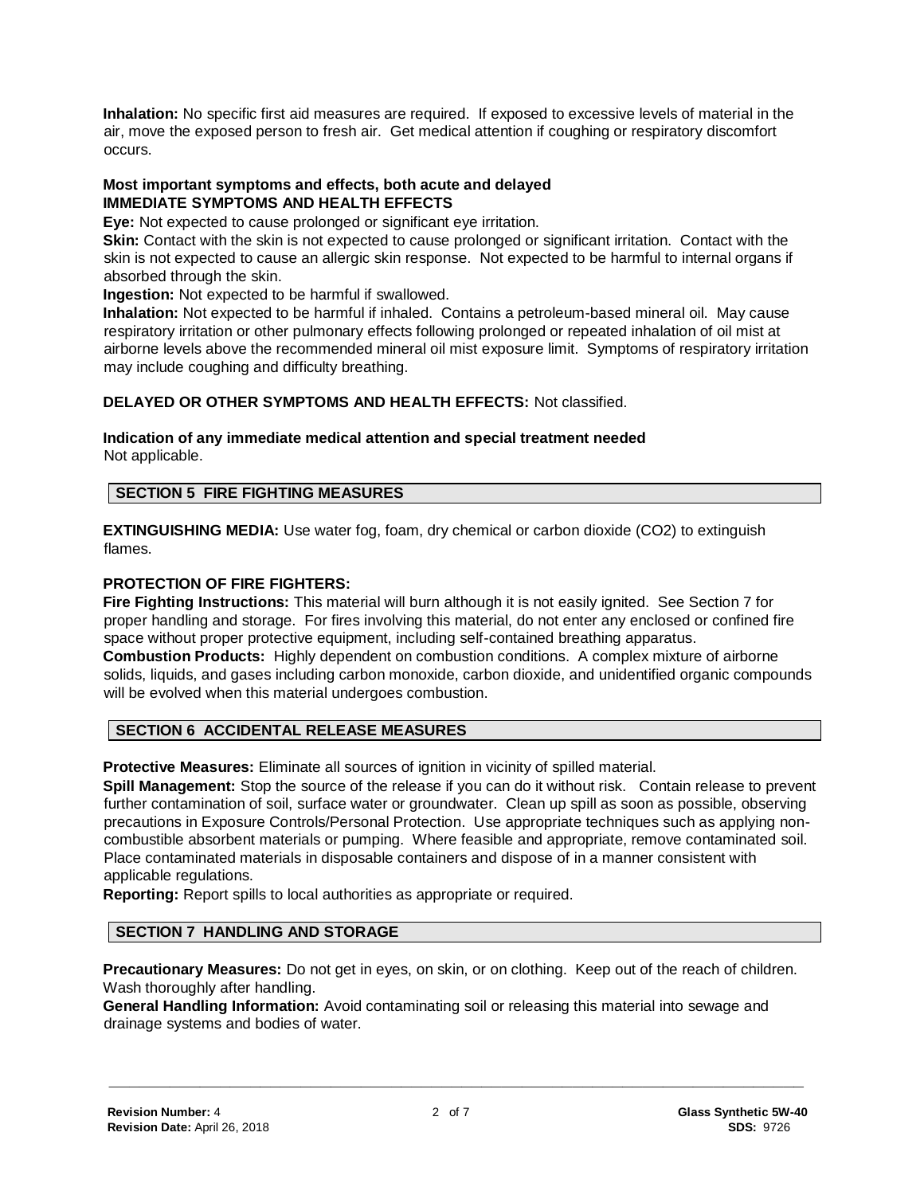**Inhalation:** No specific first aid measures are required. If exposed to excessive levels of material in the air, move the exposed person to fresh air. Get medical attention if coughing or respiratory discomfort occurs.

**Most important symptoms and effects, both acute and delayed**
**IMMEDIATE SYMPTOMS AND HEALTH EFFECTS**

**Eye:** Not expected to cause prolonged or significant eye irritation.

**Skin:** Contact with the skin is not expected to cause prolonged or significant irritation. Contact with the skin is not expected to cause an allergic skin response. Not expected to be harmful to internal organs if absorbed through the skin.

**Ingestion:** Not expected to be harmful if swallowed.

**Inhalation:** Not expected to be harmful if inhaled. Contains a petroleum-based mineral oil. May cause respiratory irritation or other pulmonary effects following prolonged or repeated inhalation of oil mist at airborne levels above the recommended mineral oil mist exposure limit. Symptoms of respiratory irritation may include coughing and difficulty breathing.

**DELAYED OR OTHER SYMPTOMS AND HEALTH EFFECTS:** Not classified.

**Indication of any immediate medical attention and special treatment needed**
Not applicable.

## SECTION 5 FIRE FIGHTING MEASURES

**EXTINGUISHING MEDIA:** Use water fog, foam, dry chemical or carbon dioxide ($CO_2$) to extinguish flames.

**PROTECTION OF FIRE FIGHTERS:**

**Fire Fighting Instructions:** This material will burn although it is not easily ignited. See Section 7 for proper handling and storage. For fires involving this material, do not enter any enclosed or confined fire space without proper protective equipment, including self-contained breathing apparatus.

**Combustion Products:** Highly dependent on combustion conditions. A complex mixture of airborne solids, liquids, and gases including carbon monoxide, carbon dioxide, and unidentified organic compounds will be evolved when this material undergoes combustion.

## SECTION 6 ACCIDENTAL RELEASE MEASURES

**Protective Measures:** Eliminate all sources of ignition in vicinity of spilled material.

**Spill Management:** Stop the source of the release if you can do it without risk. Contain release to prevent further contamination of soil, surface water or groundwater. Clean up spill as soon as possible, observing precautions in Exposure Controls/Personal Protection. Use appropriate techniques such as applying non-combustible absorbent materials or pumping. Where feasible and appropriate, remove contaminated soil. Place contaminated materials in disposable containers and dispose of in a manner consistent with applicable regulations.

**Reporting:** Report spills to local authorities as appropriate or required.

## SECTION 7 HANDLING AND STORAGE

**Precautionary Measures:** Do not get in eyes, on skin, or on clothing. Keep out of the reach of children. Wash thoroughly after handling.

**General Handling Information:** Avoid contaminating soil or releasing this material into sewage and drainage systems and bodies of water.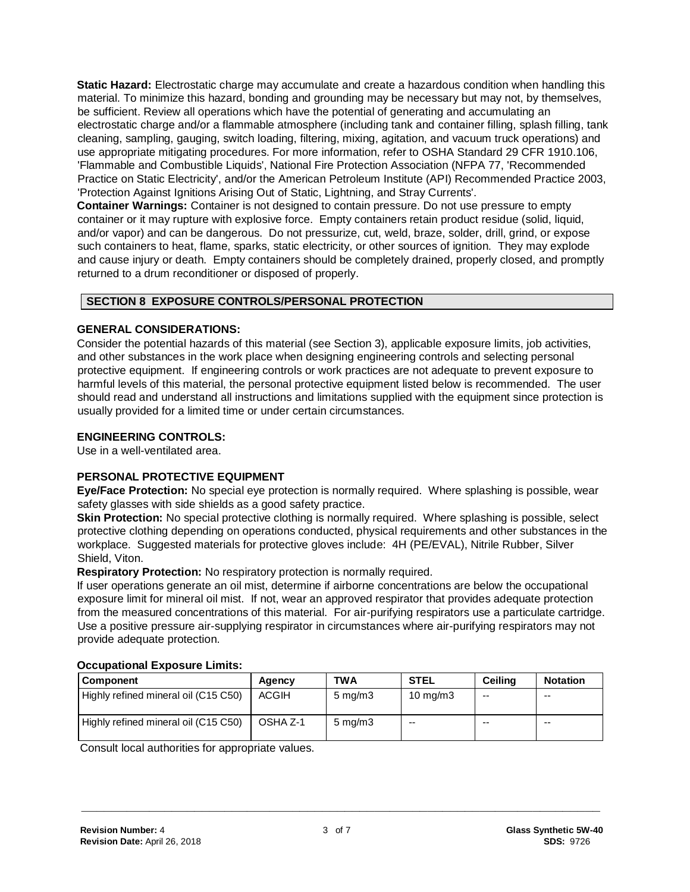**Static Hazard:** Electrostatic charge may accumulate and create a hazardous condition when handling this material. To minimize this hazard, bonding and grounding may be necessary but may not, by themselves, be sufficient. Review all operations which have the potential of generating and accumulating an electrostatic charge and/or a flammable atmosphere (including tank and container filling, splash filling, tank cleaning, sampling, gauging, switch loading, filtering, mixing, agitation, and vacuum truck operations) and use appropriate mitigating procedures. For more information, refer to OSHA Standard 29 CFR 1910.106, 'Flammable and Combustible Liquids', National Fire Protection Association (NFPA 77, 'Recommended Practice on Static Electricity', and/or the American Petroleum Institute (API) Recommended Practice 2003, 'Protection Against Ignitions Arising Out of Static, Lightning, and Stray Currents'.

**Container Warnings:** Container is not designed to contain pressure. Do not use pressure to empty container or it may rupture with explosive force. Empty containers retain product residue (solid, liquid, and/or vapor) and can be dangerous. Do not pressurize, cut, weld, braze, solder, drill, grind, or expose such containers to heat, flame, sparks, static electricity, or other sources of ignition. They may explode and cause injury or death. Empty containers should be completely drained, properly closed, and promptly returned to a drum reconditioner or disposed of properly.

## SECTION 8 EXPOSURE CONTROLS/PERSONAL PROTECTION

### GENERAL CONSIDERATIONS:

Consider the potential hazards of this material (see Section 3), applicable exposure limits, job activities, and other substances in the work place when designing engineering controls and selecting personal protective equipment. If engineering controls or work practices are not adequate to prevent exposure to harmful levels of this material, the personal protective equipment listed below is recommended. The user should read and understand all instructions and limitations supplied with the equipment since protection is usually provided for a limited time or under certain circumstances.

### ENGINEERING CONTROLS:

Use in a well-ventilated area.

### PERSONAL PROTECTIVE EQUIPMENT

**Eye/Face Protection:** No special eye protection is normally required. Where splashing is possible, wear safety glasses with side shields as a good safety practice.

**Skin Protection:** No special protective clothing is normally required. Where splashing is possible, select protective clothing depending on operations conducted, physical requirements and other substances in the workplace. Suggested materials for protective gloves include: 4H (PE/EVAL), Nitrile Rubber, Silver Shield, Viton.

**Respiratory Protection:** No respiratory protection is normally required.

If user operations generate an oil mist, determine if airborne concentrations are below the occupational exposure limit for mineral oil mist. If not, wear an approved respirator that provides adequate protection from the measured concentrations of this material. For air-purifying respirators use a particulate cartridge. Use a positive pressure air-supplying respirator in circumstances where air-purifying respirators may not provide adequate protection.

**Occupational Exposure Limits:**

| Component | Agency | TWA | STEL | Ceiling | Notation |
|---|---|---|---|---|---|
| Highly refined mineral oil (C15 C50) | ACGIH | 5 mg/m3 | 10 mg/m3 | -- | -- |
| Highly refined mineral oil (C15 C50) | OSHA Z-1 | 5 mg/m3 | -- | -- | -- |

Consult local authorities for appropriate values.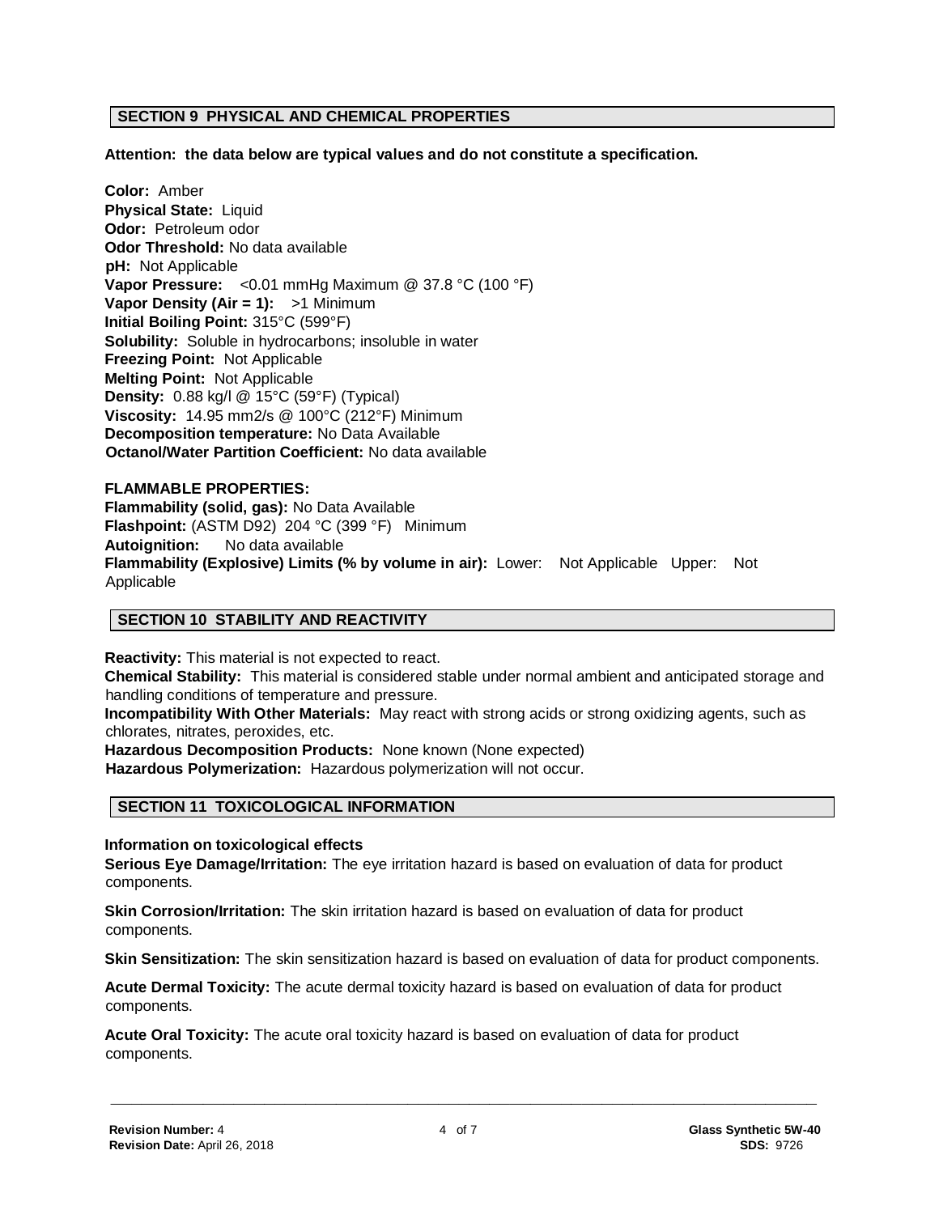## SECTION 9 PHYSICAL AND CHEMICAL PROPERTIES

**Attention: the data below are typical values and do not constitute a specification.**

**Color:** Amber
**Physical State:** Liquid
**Odor:** Petroleum odor
**Odor Threshold:** No data available
**pH:** Not Applicable
**Vapor Pressure:** <0.01 mmHg Maximum @ 37.8 °C (100 °F)
**Vapor Density (Air = 1):** >1 Minimum
**Initial Boiling Point:** 315°C (599°F)
**Solubility:** Soluble in hydrocarbons; insoluble in water
**Freezing Point:** Not Applicable
**Melting Point:** Not Applicable
**Density:** 0.88 kg/l @ 15°C (59°F) (Typical)
**Viscosity:** 14.95 mm2/s @ 100°C (212°F) Minimum
**Decomposition temperature:** No Data Available
**Octanol/Water Partition Coefficient:** No data available

**FLAMMABLE PROPERTIES:**
**Flammability (solid, gas):** No Data Available
**Flashpoint:** (ASTM D92) 204 °C (399 °F) Minimum
**Autoignition:** No data available
**Flammability (Explosive) Limits (% by volume in air):** Lower: Not Applicable Upper: Not Applicable

## SECTION 10 STABILITY AND REACTIVITY

**Reactivity:** This material is not expected to react.
**Chemical Stability:** This material is considered stable under normal ambient and anticipated storage and handling conditions of temperature and pressure.
**Incompatibility With Other Materials:** May react with strong acids or strong oxidizing agents, such as chlorates, nitrates, peroxides, etc.
**Hazardous Decomposition Products:** None known (None expected)
**Hazardous Polymerization:** Hazardous polymerization will not occur.

## SECTION 11 TOXICOLOGICAL INFORMATION

**Information on toxicological effects**
**Serious Eye Damage/Irritation:** The eye irritation hazard is based on evaluation of data for product components.

**Skin Corrosion/Irritation:** The skin irritation hazard is based on evaluation of data for product components.

**Skin Sensitization:** The skin sensitization hazard is based on evaluation of data for product components.

**Acute Dermal Toxicity:** The acute dermal toxicity hazard is based on evaluation of data for product components.

**Acute Oral Toxicity:** The acute oral toxicity hazard is based on evaluation of data for product components.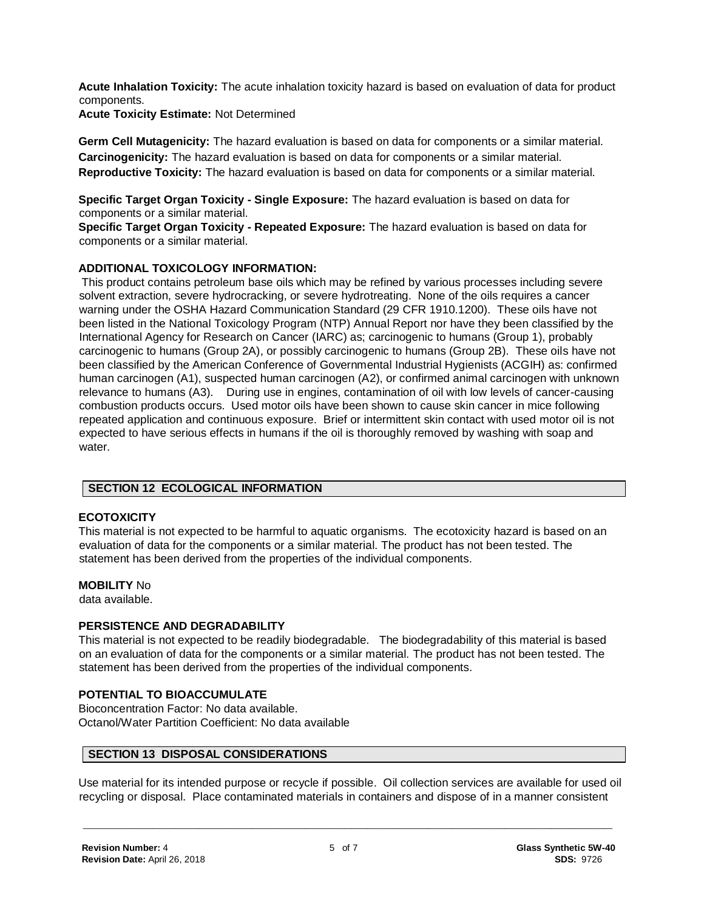**Acute Inhalation Toxicity:** The acute inhalation toxicity hazard is based on evaluation of data for product components.
**Acute Toxicity Estimate:** Not Determined

**Germ Cell Mutagenicity:** The hazard evaluation is based on data for components or a similar material.
**Carcinogenicity:** The hazard evaluation is based on data for components or a similar material.
**Reproductive Toxicity:** The hazard evaluation is based on data for components or a similar material.

**Specific Target Organ Toxicity - Single Exposure:** The hazard evaluation is based on data for components or a similar material.
**Specific Target Organ Toxicity - Repeated Exposure:** The hazard evaluation is based on data for components or a similar material.

**ADDITIONAL TOXICOLOGY INFORMATION:**
This product contains petroleum base oils which may be refined by various processes including severe solvent extraction, severe hydrocracking, or severe hydrotreating. None of the oils requires a cancer warning under the OSHA Hazard Communication Standard (29 CFR 1910.1200). These oils have not been listed in the National Toxicology Program (NTP) Annual Report nor have they been classified by the International Agency for Research on Cancer (IARC) as; carcinogenic to humans (Group 1), probably carcinogenic to humans (Group 2A), or possibly carcinogenic to humans (Group 2B). These oils have not been classified by the American Conference of Governmental Industrial Hygienists (ACGIH) as: confirmed human carcinogen (A1), suspected human carcinogen (A2), or confirmed animal carcinogen with unknown relevance to humans (A3). During use in engines, contamination of oil with low levels of cancer-causing combustion products occurs. Used motor oils have been shown to cause skin cancer in mice following repeated application and continuous exposure. Brief or intermittent skin contact with used motor oil is not expected to have serious effects in humans if the oil is thoroughly removed by washing with soap and water.

## SECTION 12 ECOLOGICAL INFORMATION

**ECOTOXICITY**
This material is not expected to be harmful to aquatic organisms. The ecotoxicity hazard is based on an evaluation of data for the components or a similar material. The product has not been tested. The statement has been derived from the properties of the individual components.

**MOBILITY** No data available.

**PERSISTENCE AND DEGRADABILITY**
This material is not expected to be readily biodegradable. The biodegradability of this material is based on an evaluation of data for the components or a similar material. The product has not been tested. The statement has been derived from the properties of the individual components.

**POTENTIAL TO BIOACCUMULATE**
Bioconcentration Factor: No data available.
Octanol/Water Partition Coefficient: No data available

## SECTION 13 DISPOSAL CONSIDERATIONS

Use material for its intended purpose or recycle if possible. Oil collection services are available for used oil recycling or disposal. Place contaminated materials in containers and dispose of in a manner consistent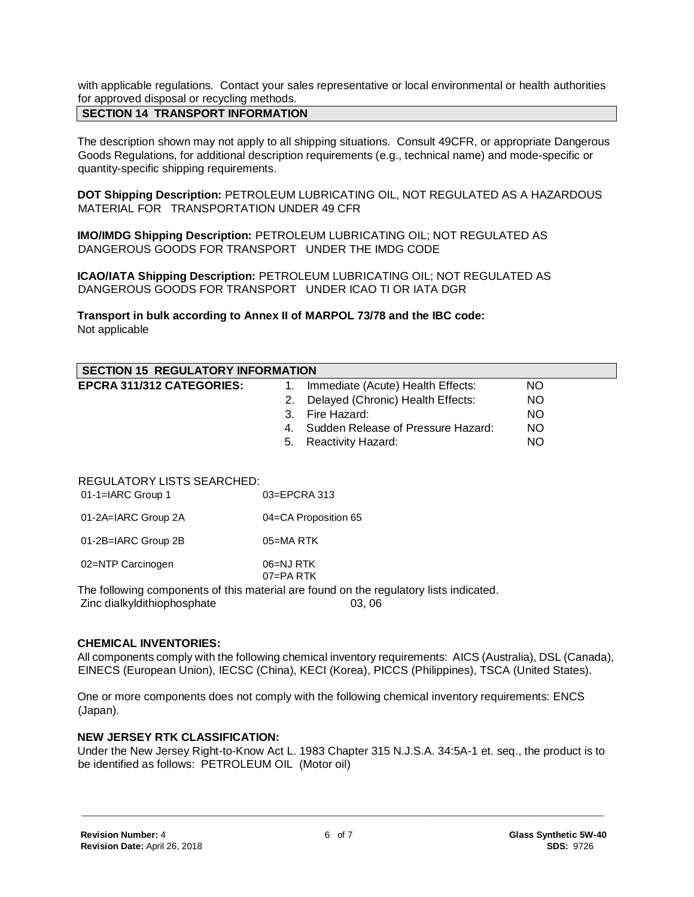with applicable regulations. Contact your sales representative or local environmental or health authorities for approved disposal or recycling methods.

## SECTION 14 TRANSPORT INFORMATION

The description shown may not apply to all shipping situations. Consult 49CFR, or appropriate Dangerous Goods Regulations, for additional description requirements (e.g., technical name) and mode-specific or quantity-specific shipping requirements.

**DOT Shipping Description:** PETROLEUM LUBRICATING OIL, NOT REGULATED AS A HAZARDOUS MATERIAL FOR TRANSPORTATION UNDER 49 CFR

**IMO/IMDG Shipping Description:** PETROLEUM LUBRICATING OIL; NOT REGULATED AS DANGEROUS GOODS FOR TRANSPORT UNDER THE IMDG CODE

**ICAO/IATA Shipping Description:** PETROLEUM LUBRICATING OIL; NOT REGULATED AS DANGEROUS GOODS FOR TRANSPORT UNDER ICAO TI OR IATA DGR

**Transport in bulk according to Annex II of MARPOL 73/78 and the IBC code:**
Not applicable

## SECTION 15 REGULATORY INFORMATION

**EPCRA 311/312 CATEGORIES:**

1. Immediate (Acute) Health Effects: NO
2. Delayed (Chronic) Health Effects: NO
3. Fire Hazard: NO
4. Sudden Release of Pressure Hazard: NO
5. Reactivity Hazard: NO

REGULATORY LISTS SEARCHED:

| | |
|---|---|
| 01-1=IARC Group 1 | 03=EPCRA 313 |
| 01-2A=IARC Group 2A | 04=CA Proposition 65 |
| 01-2B=IARC Group 2B | 05=MA RTK |
| 02=NTP Carcinogen | 06=NJ RTK<br>07=PA RTK |

The following components of this material are found on the regulatory lists indicated.

| | |
|---|---|
| Zinc dialkyldithiophosphate | 03, 06 |

**CHEMICAL INVENTORIES:**

All components comply with the following chemical inventory requirements: AICS (Australia), DSL (Canada), EINECS (European Union), IECSC (China), KECI (Korea), PICCS (Philippines), TSCA (United States).

One or more components does not comply with the following chemical inventory requirements: ENCS (Japan).

**NEW JERSEY RTK CLASSIFICATION:**

Under the New Jersey Right-to-Know Act L. 1983 Chapter 315 N.J.S.A. 34:5A-1 et. seq., the product is to be identified as follows: PETROLEUM OIL (Motor oil)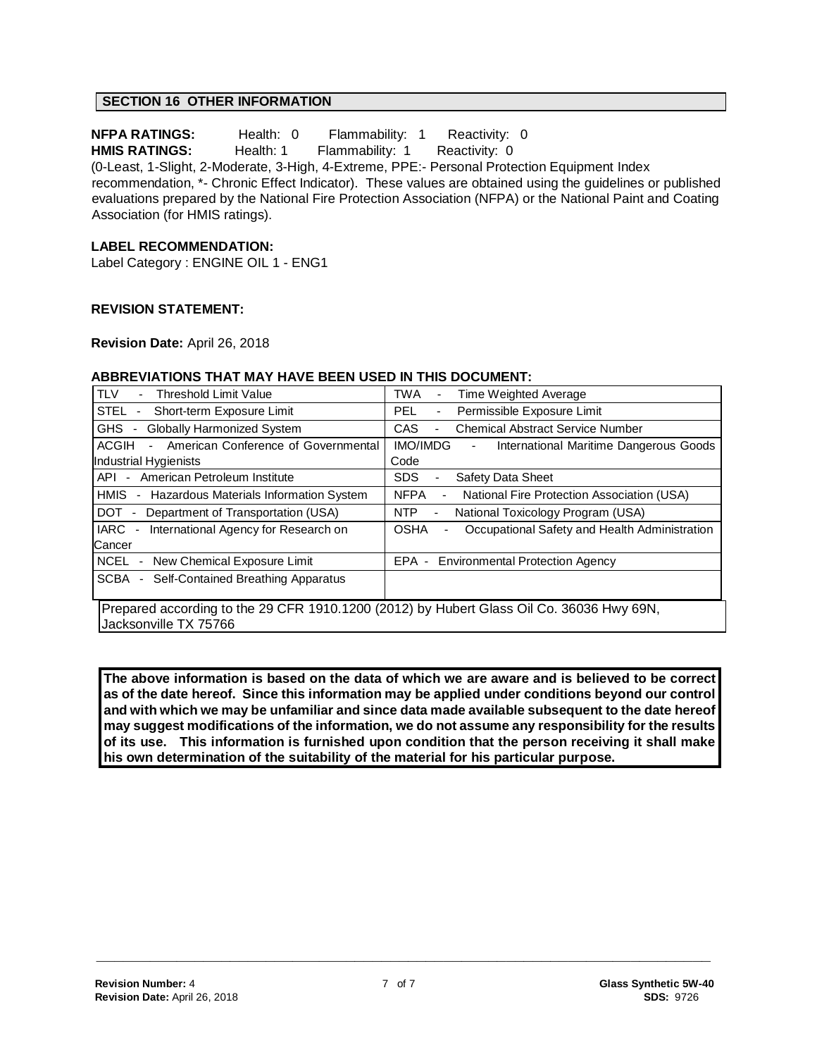## SECTION 16 OTHER INFORMATION

**NFPA RATINGS:** Health: 0 Flammability: 1 Reactivity: 0
**HMIS RATINGS:** Health: 1 Flammability: 1 Reactivity: 0

(0-Least, 1-Slight, 2-Moderate, 3-High, 4-Extreme, PPE:- Personal Protection Equipment Index recommendation, *- Chronic Effect Indicator). These values are obtained using the guidelines or published evaluations prepared by the National Fire Protection Association (NFPA) or the National Paint and Coating Association (for HMIS ratings).

**LABEL RECOMMENDATION:**

Label Category : ENGINE OIL 1 - ENG1

**REVISION STATEMENT:**

**Revision Date:** April 26, 2018

**ABBREVIATIONS THAT MAY HAVE BEEN USED IN THIS DOCUMENT:**

| | |
|---|---|
| TLV - Threshold Limit Value | TWA - Time Weighted Average |
| STEL - Short-term Exposure Limit | PEL - Permissible Exposure Limit |
| GHS - Globally Harmonized System | CAS - Chemical Abstract Service Number |
| ACGIH - American Conference of Governmental Industrial Hygienists | IMO/IMDG - International Maritime Dangerous Goods Code |
| API - American Petroleum Institute | SDS - Safety Data Sheet |
| HMIS - Hazardous Materials Information System | NFPA - National Fire Protection Association (USA) |
| DOT - Department of Transportation (USA) | NTP - National Toxicology Program (USA) |
| IARC - International Agency for Research on Cancer | OSHA - Occupational Safety and Health Administration |
| NCEL - New Chemical Exposure Limit | EPA - Environmental Protection Agency |
| SCBA - Self-Contained Breathing Apparatus | |

Prepared according to the 29 CFR 1910.1200 (2012) by Hubert Glass Oil Co. 36036 Hwy 69N, Jacksonville TX 75766

**The above information is based on the data of which we are aware and is believed to be correct as of the date hereof. Since this information may be applied under conditions beyond our control and with which we may be unfamiliar and since data made available subsequent to the date hereof may suggest modifications of the information, we do not assume any responsibility for the results of its use. This information is furnished upon condition that the person receiving it shall make his own determination of the suitability of the material for his particular purpose.**